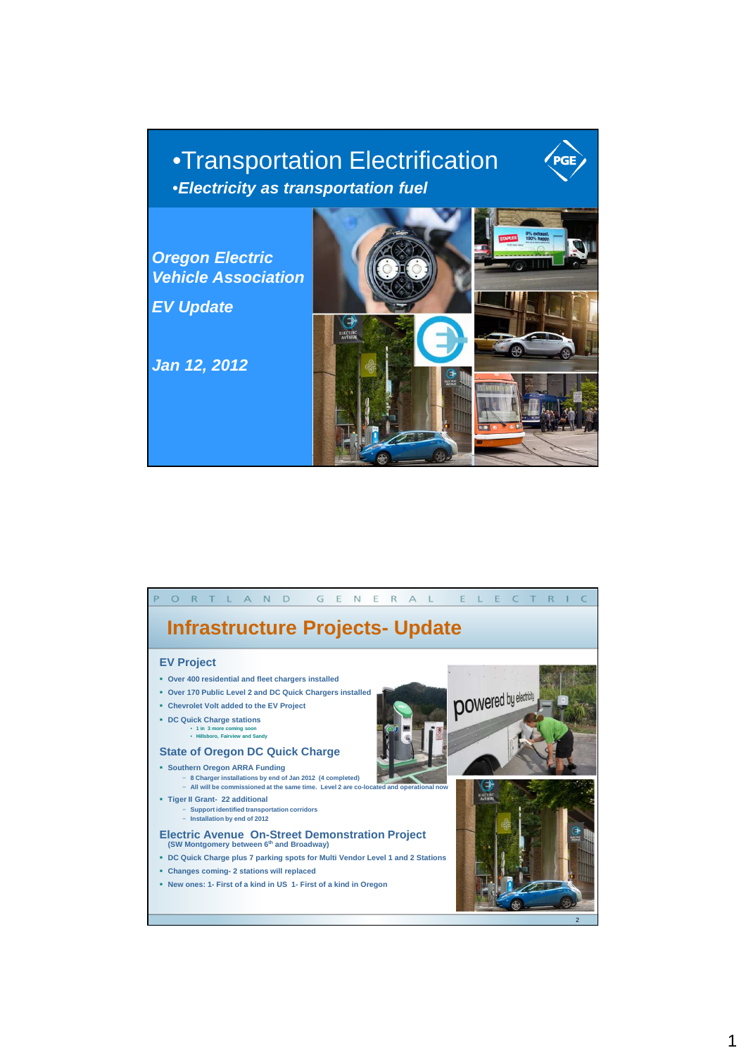# •Transportation Electrification

*•Electricity as transportation fuel*

***Oregon Electric Vehicle Association***

***EV Update***

***Jan 12, 2012***

---

PORTLAND GENERAL ELECTRIC

## Infrastructure Projects- Update

### EV Project

- Over 400 residential and fleet chargers installed
- Over 170 Public Level 2 and DC Quick Chargers installed
- Chevrolet Volt added to the EV Project
- DC Quick Charge stations
  - 1 in 3 more coming soon
  - Hillsboro, Fairview and Sandy

### State of Oregon DC Quick Charge

- Southern Oregon ARRA Funding
  - 8 Charger installations by end of Jan 2012 (4 completed)
  - All will be commissioned at the same time. Level 2 are co-located and operational now
- Tiger II Grant- 22 additional
  - Support identified transportation corridors
  - Installation by end of 2012

### Electric Avenue On-Street Demonstration Project

(SW Montgomery between 6th and Broadway)

- DC Quick Charge plus 7 parking spots for Multi Vendor Level 1 and 2 Stations
- Changes coming- 2 stations will replaced
- New ones: 1- First of a kind in US 1- First of a kind in Oregon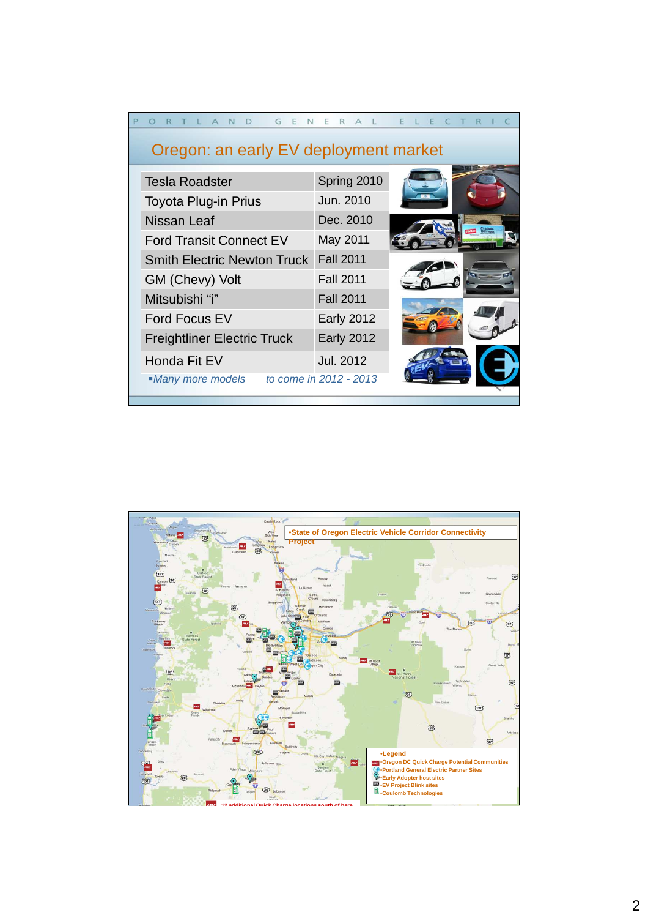PORTLAND GENERAL ELECTRIC

## Oregon: an early EV deployment market

| Vehicle | Date |
|---|---|
| Tesla Roadster | Spring 2010 |
| Toyota Plug-in Prius | Jun. 2010 |
| Nissan Leaf | Dec. 2010 |
| Ford Transit Connect EV | May 2011 |
| Smith Electric Newton Truck | Fall 2011 |
| GM (Chevy) Volt | Fall 2011 |
| Mitsubishi "i" | Fall 2011 |
| Ford Focus EV | Early 2012 |
| Freightliner Electric Truck | Early 2012 |
| Honda Fit EV | Jul. 2012 |

- *Many more models to come in 2012 - 2013*

---

- State of Oregon Electric Vehicle Corridor Connectivity Project

- Legend
  - Oregon DC Quick Charge Potential Communities
  - Portland General Electric Partner Sites
  - Early Adopter host sites
  - EV Project Blink sites
  - Coulomb Technologies

12 additional Quick Charge locations south of here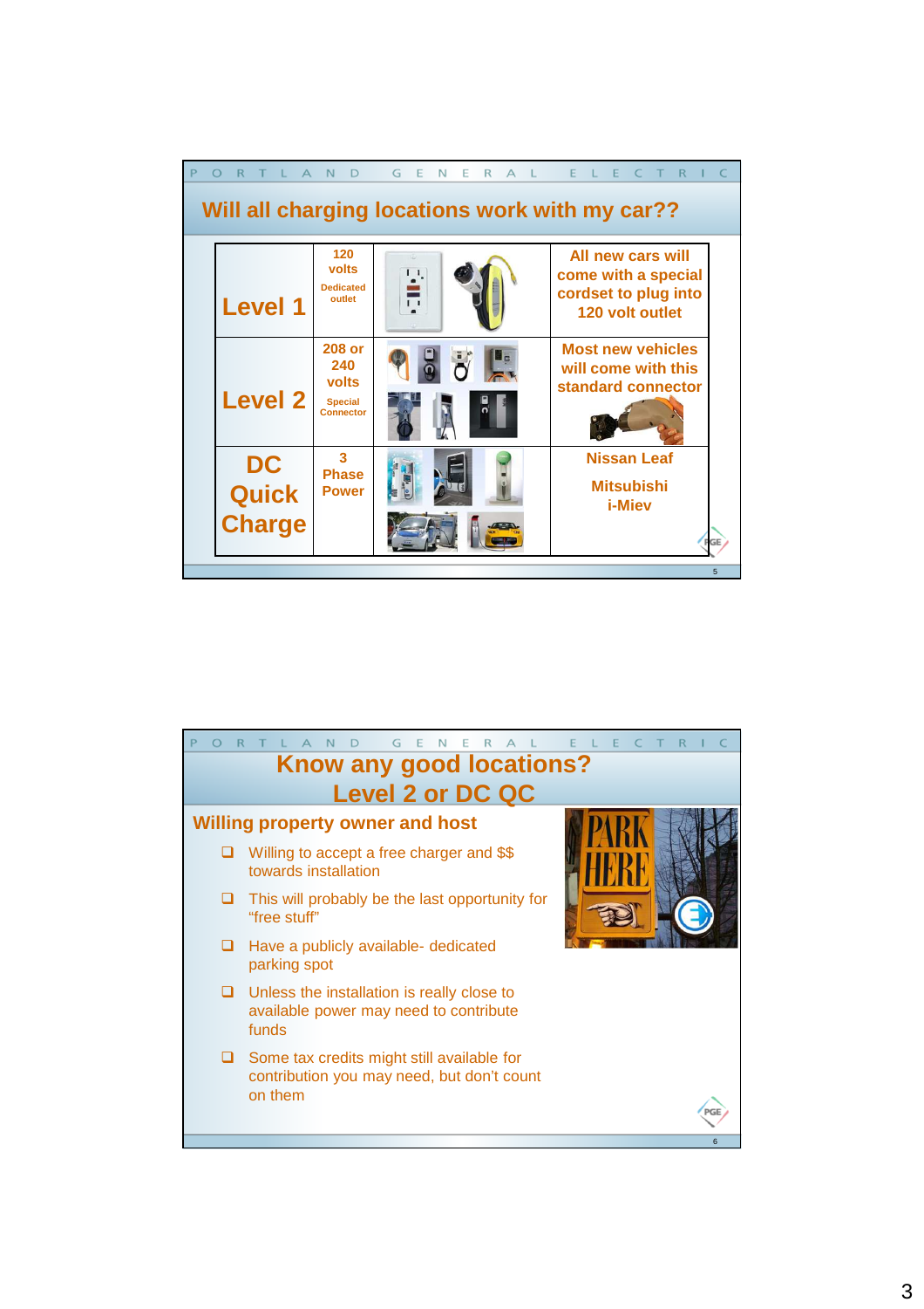## Will all charging locations work with my car??

| | | | |
|---|---|---|---|
| Level 1 | 120 volts Dedicated outlet | | All new cars will come with a special cordset to plug into 120 volt outlet |
| Level 2 | 208 or 240 volts Special Connector | | Most new vehicles will come with this standard connector |
| DC Quick Charge | 3 Phase Power | | Nissan Leaf Mitsubishi i-Miev |

## Know any good locations? Level 2 or DC QC

### Willing property owner and host

- Willing to accept a free charger and $$ towards installation
- This will probably be the last opportunity for "free stuff"
- Have a publicly available- dedicated parking spot
- Unless the installation is really close to available power may need to contribute funds
- Some tax credits might still available for contribution you may need, but don't count on them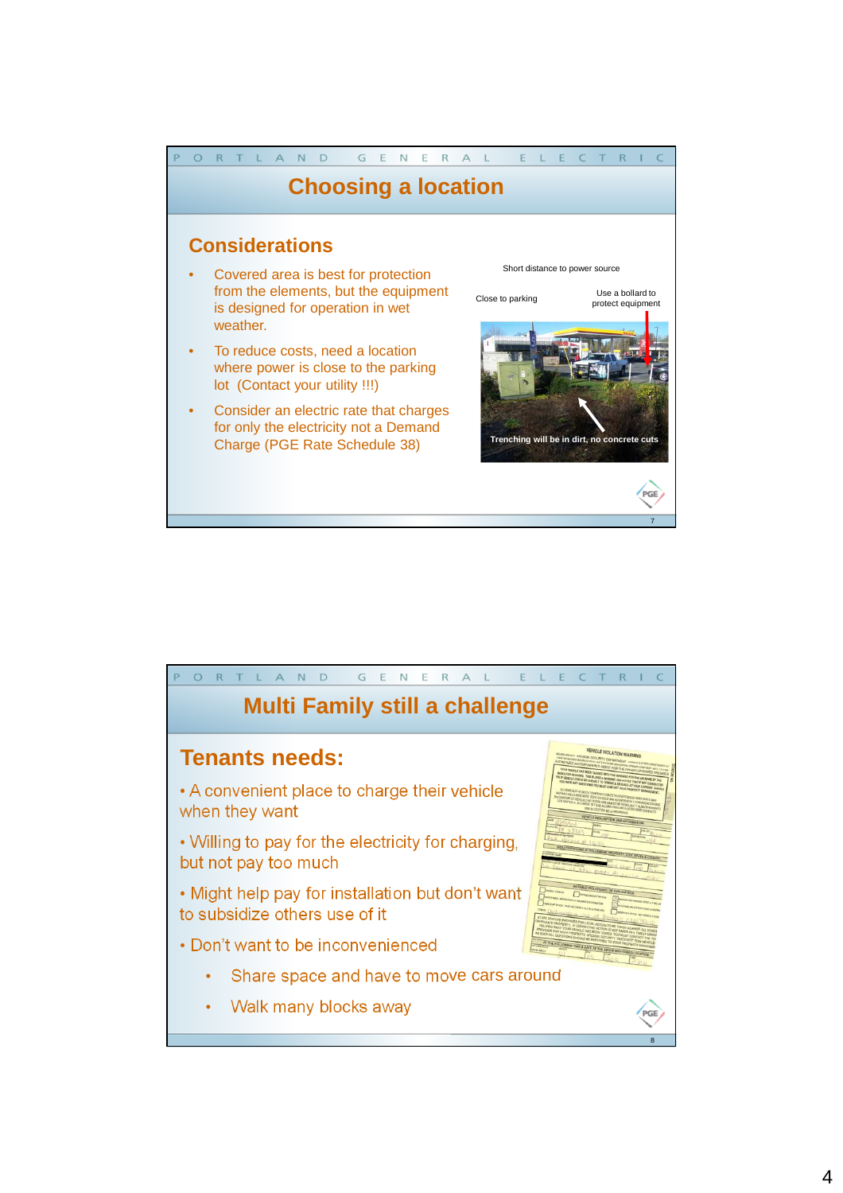# Choosing a location

## Considerations

- Covered area is best for protection from the elements, but the equipment is designed for operation in wet weather.
- To reduce costs, need a location where power is close to the parking lot (Contact your utility !!!)
- Consider an electric rate that charges for only the electricity not a Demand Charge (PGE Rate Schedule 38)

Short distance to power source

Close to parking

Use a bollard to protect equipment

Trenching will be in dirt, no concrete cuts

# Multi Family still a challenge

## Tenants needs:

- A convenient place to charge their vehicle when they want
- Willing to pay for the electricity for charging, but not pay too much
- Might help pay for installation but don't want to subsidize others use of it
- Don't want to be inconvenienced
  - Share space and have to move cars around
  - Walk many blocks away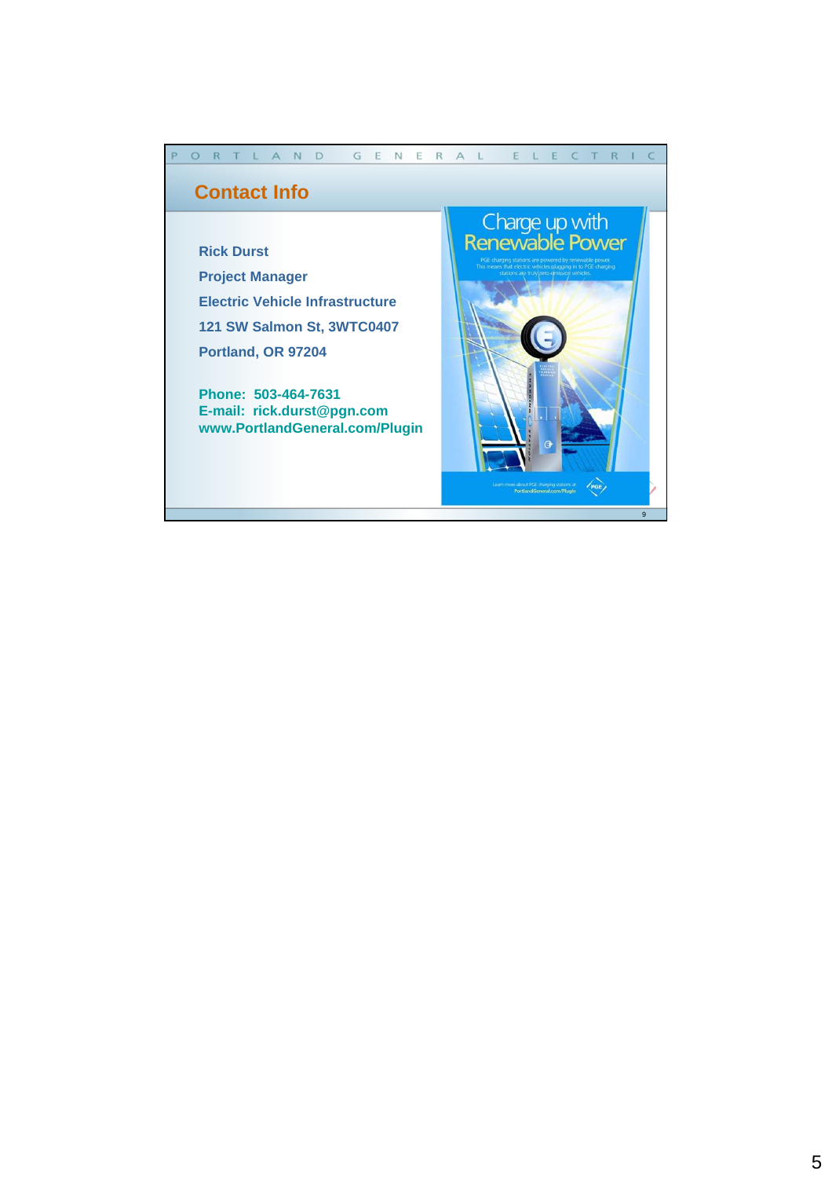## Contact Info

**Rick Durst**

**Project Manager**

**Electric Vehicle Infrastructure**

**121 SW Salmon St, 3WTC0407**

**Portland, OR 97204**

**Phone: 503-464-7631**
**E-mail: rick.durst@pgn.com**
**www.PortlandGeneral.com/Plugin**

Charge up with Renewable Power

PGE charging stations are powered by renewable power. This means that electric vehicles plugging in to PGE charging stations are truly zero-emission vehicles.

Learn more about PGE charging stations at PortlandGeneral.com/Plugin